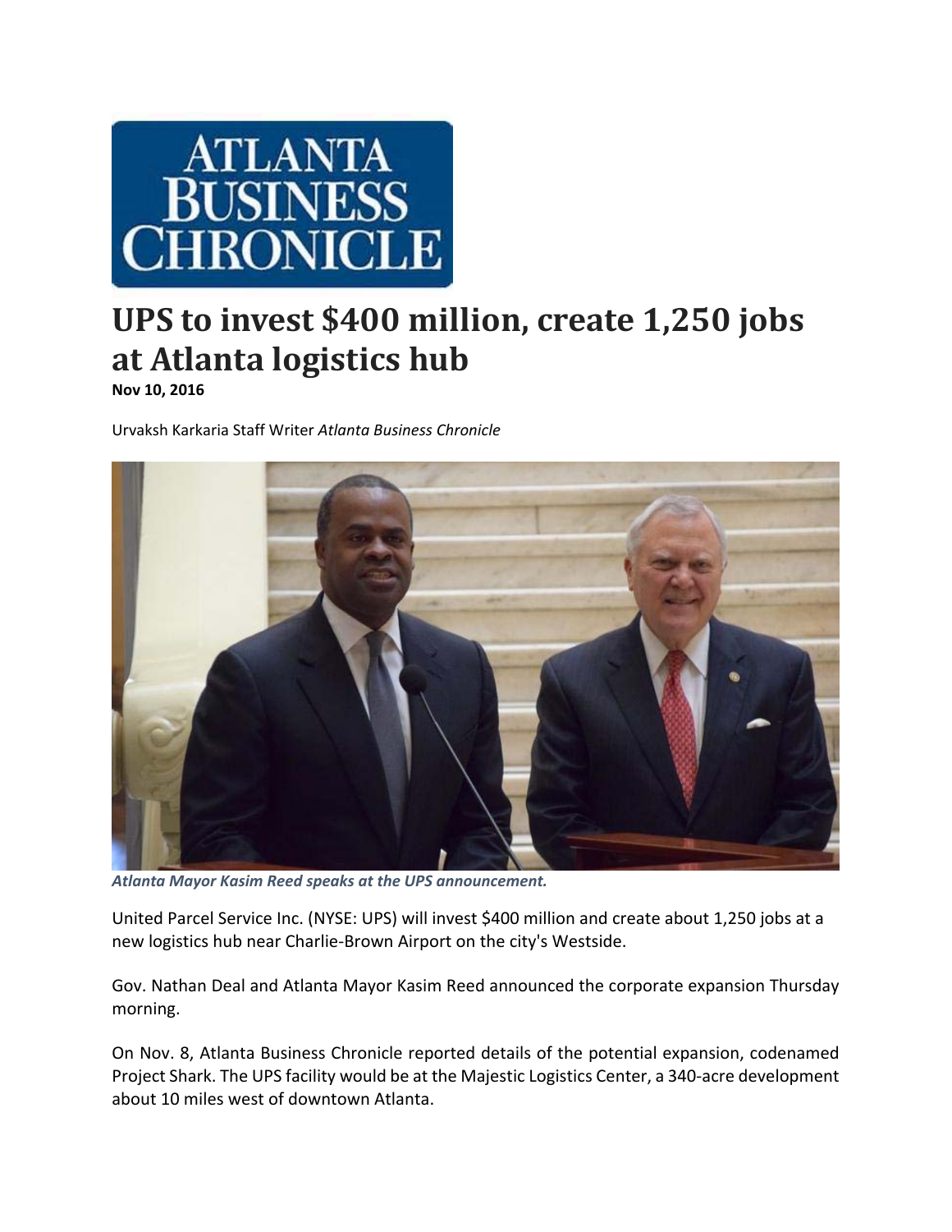# ATLANTA BUSINESS CHRONICLE

# UPS to invest $400 million, create 1,250 jobs at Atlanta logistics hub

**Nov 10, 2016**

Urvaksh Karkaria Staff Writer *Atlanta Business Chronicle*

***Atlanta Mayor Kasim Reed speaks at the UPS announcement.***

United Parcel Service Inc. (NYSE: UPS) will invest $400 million and create about 1,250 jobs at a new logistics hub near Charlie-Brown Airport on the city's Westside.

Gov. Nathan Deal and Atlanta Mayor Kasim Reed announced the corporate expansion Thursday morning.

On Nov. 8, Atlanta Business Chronicle reported details of the potential expansion, codenamed Project Shark. The UPS facility would be at the Majestic Logistics Center, a 340-acre development about 10 miles west of downtown Atlanta.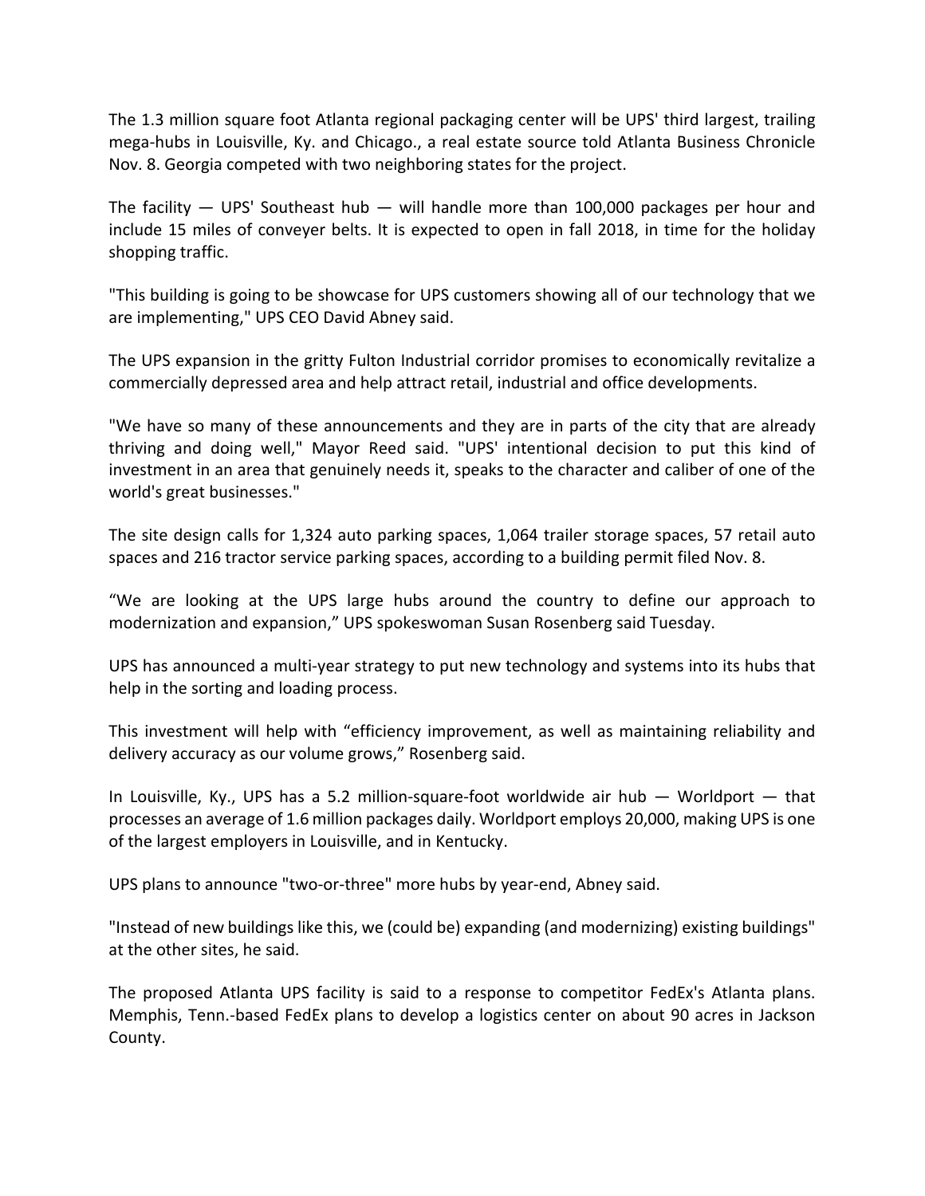The 1.3 million square foot Atlanta regional packaging center will be UPS' third largest, trailing mega-hubs in Louisville, Ky. and Chicago., a real estate source told Atlanta Business Chronicle Nov. 8. Georgia competed with two neighboring states for the project.

The facility — UPS' Southeast hub — will handle more than 100,000 packages per hour and include 15 miles of conveyer belts. It is expected to open in fall 2018, in time for the holiday shopping traffic.

"This building is going to be showcase for UPS customers showing all of our technology that we are implementing," UPS CEO David Abney said.

The UPS expansion in the gritty Fulton Industrial corridor promises to economically revitalize a commercially depressed area and help attract retail, industrial and office developments.

"We have so many of these announcements and they are in parts of the city that are already thriving and doing well," Mayor Reed said. "UPS' intentional decision to put this kind of investment in an area that genuinely needs it, speaks to the character and caliber of one of the world's great businesses."

The site design calls for 1,324 auto parking spaces, 1,064 trailer storage spaces, 57 retail auto spaces and 216 tractor service parking spaces, according to a building permit filed Nov. 8.

“We are looking at the UPS large hubs around the country to define our approach to modernization and expansion,” UPS spokeswoman Susan Rosenberg said Tuesday.

UPS has announced a multi-year strategy to put new technology and systems into its hubs that help in the sorting and loading process.

This investment will help with “efficiency improvement, as well as maintaining reliability and delivery accuracy as our volume grows,” Rosenberg said.

In Louisville, Ky., UPS has a 5.2 million-square-foot worldwide air hub — Worldport — that processes an average of 1.6 million packages daily. Worldport employs 20,000, making UPS is one of the largest employers in Louisville, and in Kentucky.

UPS plans to announce "two-or-three" more hubs by year-end, Abney said.

"Instead of new buildings like this, we (could be) expanding (and modernizing) existing buildings" at the other sites, he said.

The proposed Atlanta UPS facility is said to a response to competitor FedEx's Atlanta plans. Memphis, Tenn.-based FedEx plans to develop a logistics center on about 90 acres in Jackson County.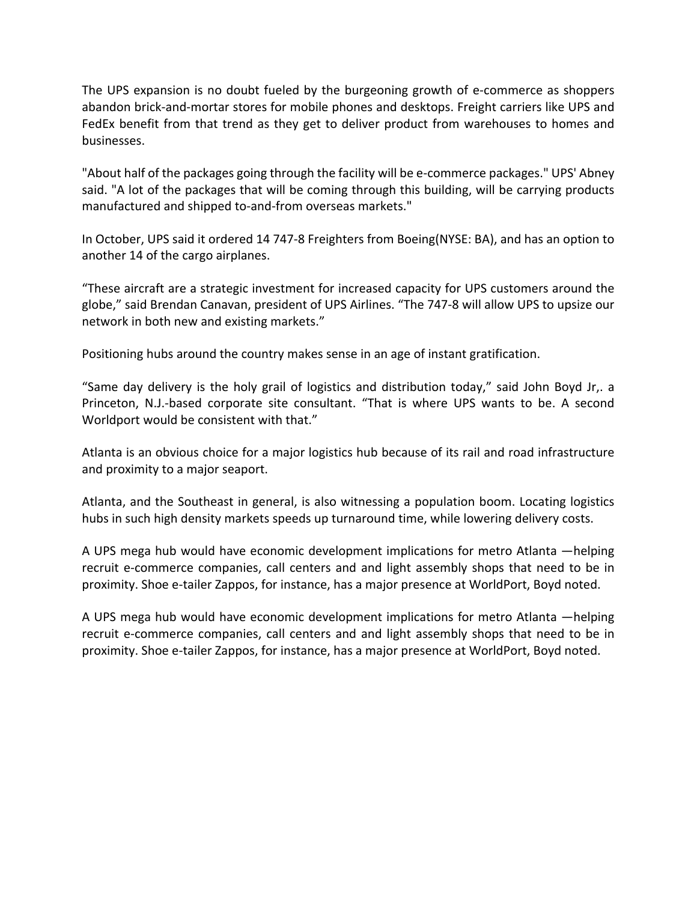The UPS expansion is no doubt fueled by the burgeoning growth of e-commerce as shoppers abandon brick-and-mortar stores for mobile phones and desktops. Freight carriers like UPS and FedEx benefit from that trend as they get to deliver product from warehouses to homes and businesses.

"About half of the packages going through the facility will be e-commerce packages." UPS' Abney said. "A lot of the packages that will be coming through this building, will be carrying products manufactured and shipped to-and-from overseas markets."

In October, UPS said it ordered 14 747-8 Freighters from Boeing(NYSE: BA), and has an option to another 14 of the cargo airplanes.

“These aircraft are a strategic investment for increased capacity for UPS customers around the globe,” said Brendan Canavan, president of UPS Airlines. “The 747-8 will allow UPS to upsize our network in both new and existing markets.”

Positioning hubs around the country makes sense in an age of instant gratification.

“Same day delivery is the holy grail of logistics and distribution today,” said John Boyd Jr,. a Princeton, N.J.-based corporate site consultant. “That is where UPS wants to be. A second Worldport would be consistent with that.”

Atlanta is an obvious choice for a major logistics hub because of its rail and road infrastructure and proximity to a major seaport.

Atlanta, and the Southeast in general, is also witnessing a population boom. Locating logistics hubs in such high density markets speeds up turnaround time, while lowering delivery costs.

A UPS mega hub would have economic development implications for metro Atlanta —helping recruit e-commerce companies, call centers and and light assembly shops that need to be in proximity. Shoe e-tailer Zappos, for instance, has a major presence at WorldPort, Boyd noted.

A UPS mega hub would have economic development implications for metro Atlanta —helping recruit e-commerce companies, call centers and and light assembly shops that need to be in proximity. Shoe e-tailer Zappos, for instance, has a major presence at WorldPort, Boyd noted.